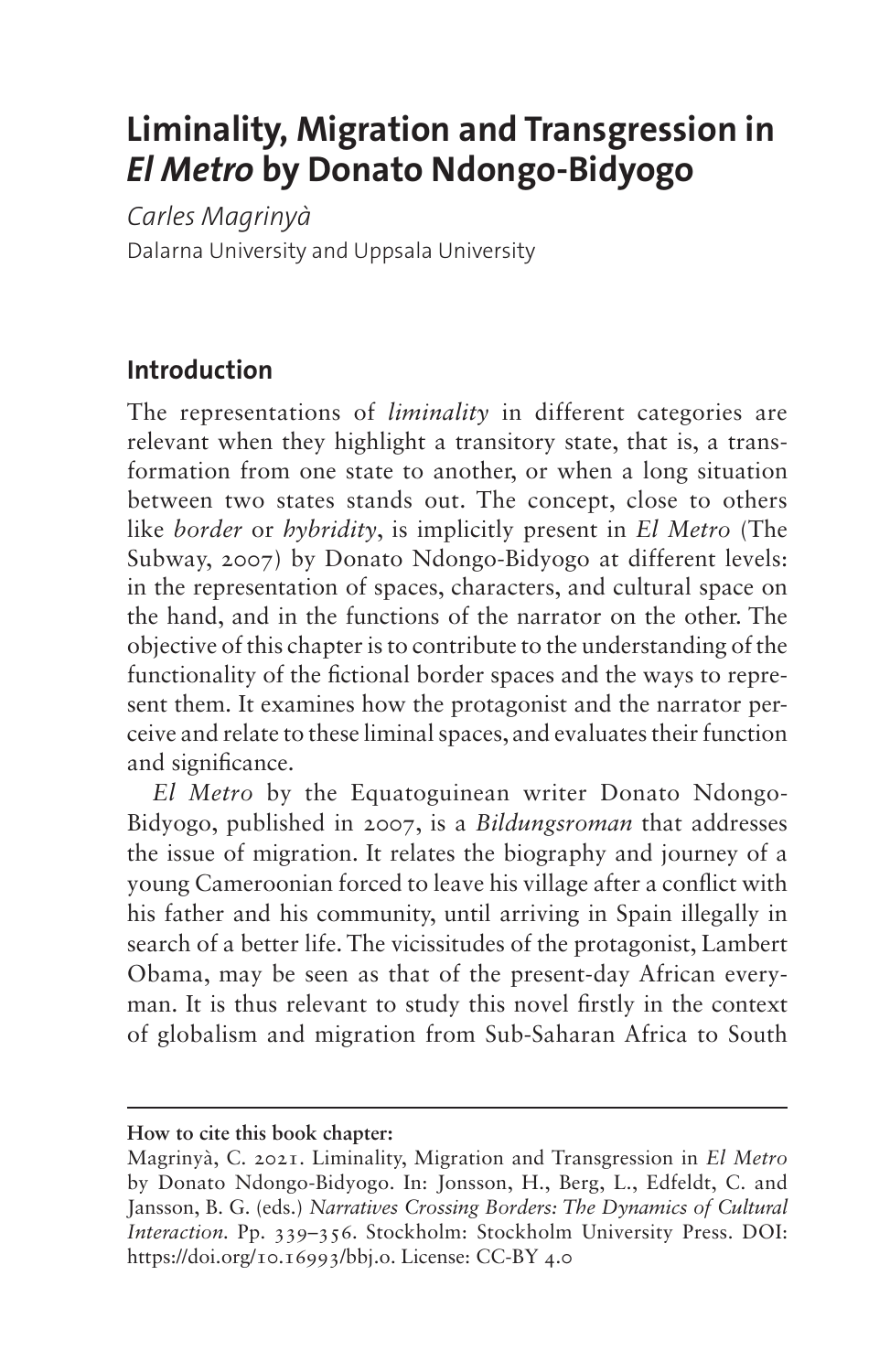# Liminality, Migration and Transgression in *El Metro* by Donato Ndongo-Bidyogo

*Carles Magrinyà*
Dalarna University and Uppsala University

## Introduction

The representations of *liminality* in different categories are relevant when they highlight a transitory state, that is, a transformation from one state to another, or when a long situation between two states stands out. The concept, close to others like *border* or *hybridity*, is implicitly present in *El Metro* (The Subway, 2007) by Donato Ndongo-Bidyogo at different levels: in the representation of spaces, characters, and cultural space on the hand, and in the functions of the narrator on the other. The objective of this chapter is to contribute to the understanding of the functionality of the fictional border spaces and the ways to represent them. It examines how the protagonist and the narrator perceive and relate to these liminal spaces, and evaluates their function and significance.

*El Metro* by the Equatoguinean writer Donato Ndongo-Bidyogo, published in 2007, is a *Bildungsroman* that addresses the issue of migration. It relates the biography and journey of a young Cameroonian forced to leave his village after a conflict with his father and his community, until arriving in Spain illegally in search of a better life. The vicissitudes of the protagonist, Lambert Obama, may be seen as that of the present-day African everyman. It is thus relevant to study this novel firstly in the context of globalism and migration from Sub-Saharan Africa to South

**How to cite this book chapter:**

Magrinyà, C. 2021. Liminality, Migration and Transgression in *El Metro* by Donato Ndongo-Bidyogo. In: Jonsson, H., Berg, L., Edfeldt, C. and Jansson, B. G. (eds.) *Narratives Crossing Borders: The Dynamics of Cultural Interaction*. Pp. 339–356. Stockholm: Stockholm University Press. DOI: https://doi.org/10.16993/bbj.o. License: CC-BY 4.0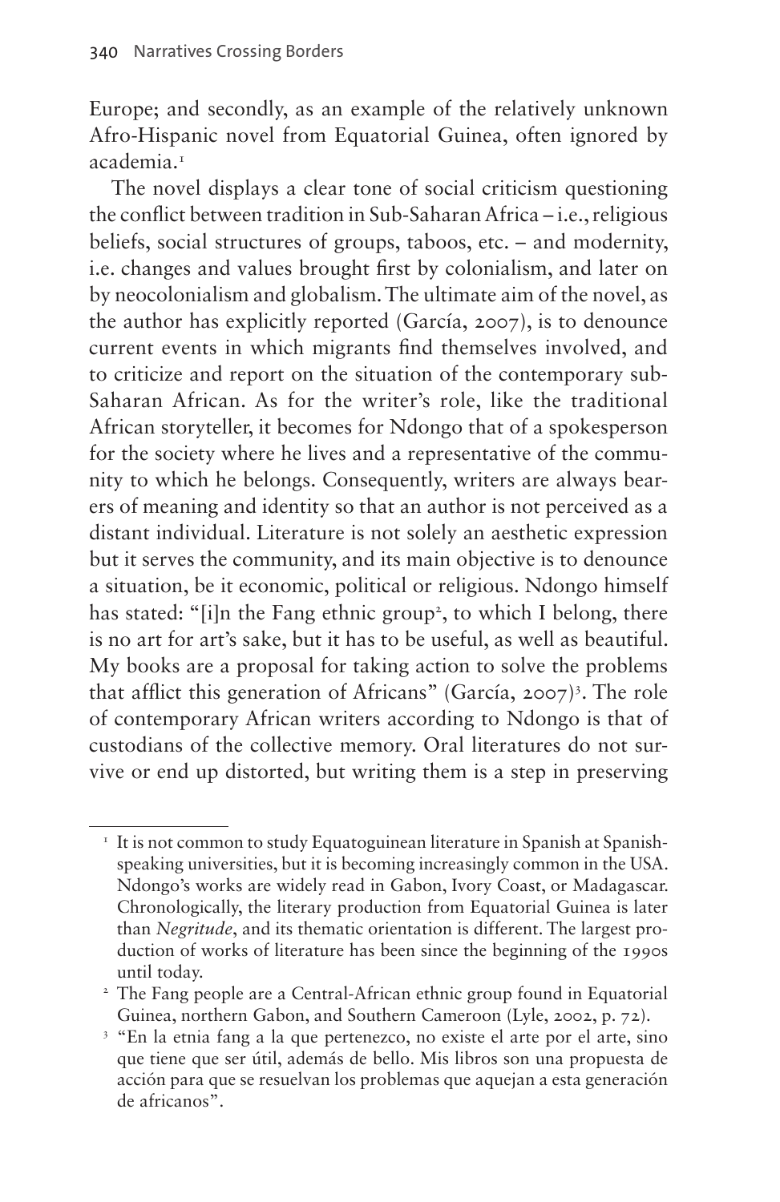Europe; and secondly, as an example of the relatively unknown Afro-Hispanic novel from Equatorial Guinea, often ignored by academia.[1]

The novel displays a clear tone of social criticism questioning the conflict between tradition in Sub-Saharan Africa – i.e., religious beliefs, social structures of groups, taboos, etc. – and modernity, i.e. changes and values brought first by colonialism, and later on by neocolonialism and globalism. The ultimate aim of the novel, as the author has explicitly reported (García, 2007), is to denounce current events in which migrants find themselves involved, and to criticize and report on the situation of the contemporary sub-Saharan African. As for the writer's role, like the traditional African storyteller, it becomes for Ndongo that of a spokesperson for the society where he lives and a representative of the community to which he belongs. Consequently, writers are always bearers of meaning and identity so that an author is not perceived as a distant individual. Literature is not solely an aesthetic expression but it serves the community, and its main objective is to denounce a situation, be it economic, political or religious. Ndongo himself has stated: "[i]n the Fang ethnic group[2], to which I belong, there is no art for art's sake, but it has to be useful, as well as beautiful. My books are a proposal for taking action to solve the problems that afflict this generation of Africans" (García, 2007)[3]. The role of contemporary African writers according to Ndongo is that of custodians of the collective memory. Oral literatures do not survive or end up distorted, but writing them is a step in preserving

---

[1] It is not common to study Equatoguinean literature in Spanish at Spanish-speaking universities, but it is becoming increasingly common in the USA. Ndongo's works are widely read in Gabon, Ivory Coast, or Madagascar. Chronologically, the literary production from Equatorial Guinea is later than *Negritude*, and its thematic orientation is different. The largest production of works of literature has been since the beginning of the 1990s until today.

[2] The Fang people are a Central-African ethnic group found in Equatorial Guinea, northern Gabon, and Southern Cameroon (Lyle, 2002, p. 72).

[3] "En la etnia fang a la que pertenezco, no existe el arte por el arte, sino que tiene que ser útil, además de bello. Mis libros son una propuesta de acción para que se resuelvan los problemas que aquejan a esta generación de africanos".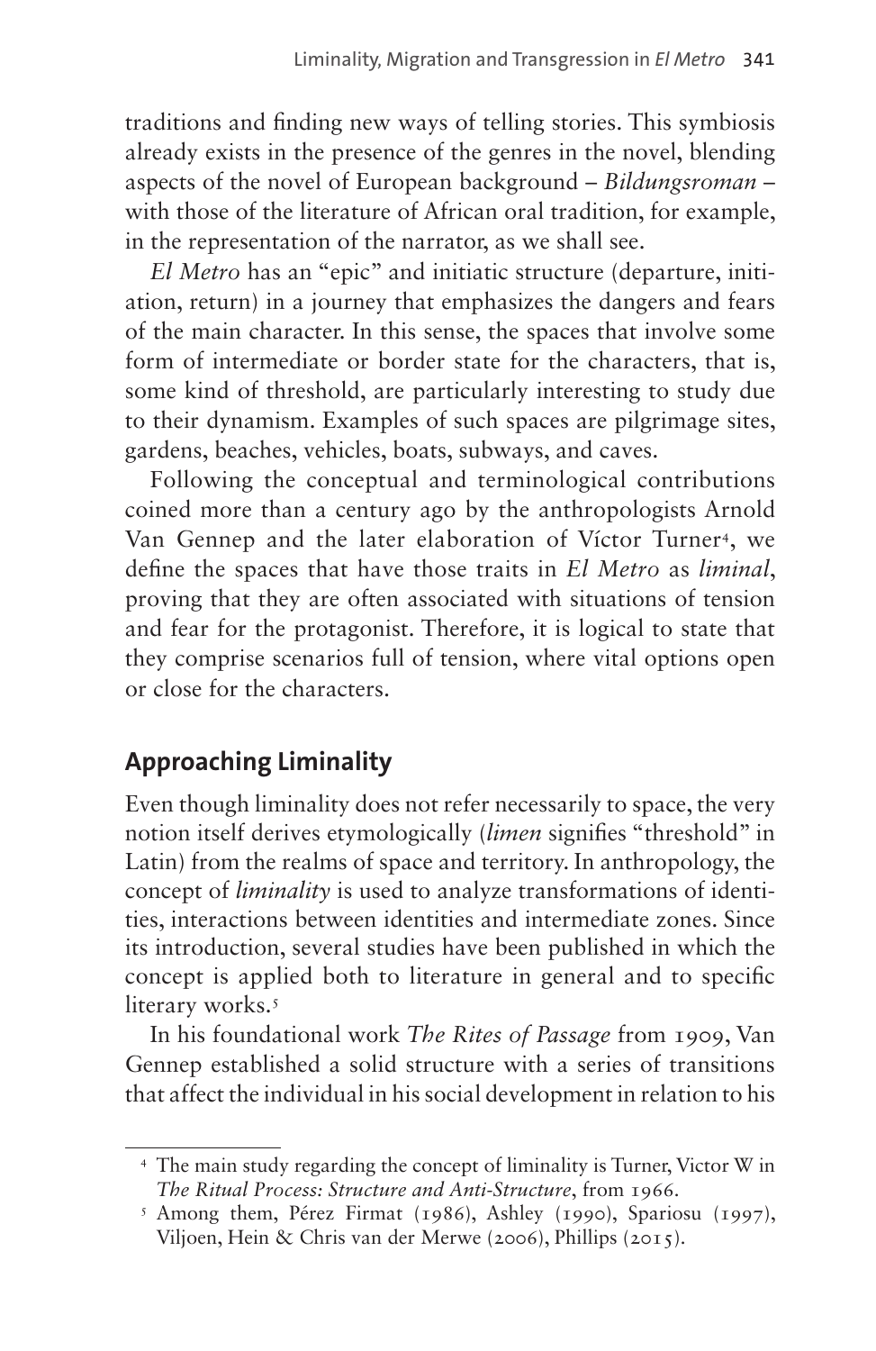traditions and finding new ways of telling stories. This symbiosis already exists in the presence of the genres in the novel, blending aspects of the novel of European background – *Bildungsroman* – with those of the literature of African oral tradition, for example, in the representation of the narrator, as we shall see.

*El Metro* has an "epic" and initiatic structure (departure, initiation, return) in a journey that emphasizes the dangers and fears of the main character. In this sense, the spaces that involve some form of intermediate or border state for the characters, that is, some kind of threshold, are particularly interesting to study due to their dynamism. Examples of such spaces are pilgrimage sites, gardens, beaches, vehicles, boats, subways, and caves.

Following the conceptual and terminological contributions coined more than a century ago by the anthropologists Arnold Van Gennep and the later elaboration of Víctor Turner[4], we define the spaces that have those traits in *El Metro* as *liminal*, proving that they are often associated with situations of tension and fear for the protagonist. Therefore, it is logical to state that they comprise scenarios full of tension, where vital options open or close for the characters.

## Approaching Liminality

Even though liminality does not refer necessarily to space, the very notion itself derives etymologically (*limen* signifies "threshold" in Latin) from the realms of space and territory. In anthropology, the concept of *liminality* is used to analyze transformations of identities, interactions between identities and intermediate zones. Since its introduction, several studies have been published in which the concept is applied both to literature in general and to specific literary works.[5]

In his foundational work *The Rites of Passage* from 1909, Van Gennep established a solid structure with a series of transitions that affect the individual in his social development in relation to his

---

[4] The main study regarding the concept of liminality is Turner, Victor W in *The Ritual Process: Structure and Anti-Structure*, from 1966.

[5] Among them, Pérez Firmat (1986), Ashley (1990), Spariosu (1997), Viljoen, Hein & Chris van der Merwe (2006), Phillips (2015).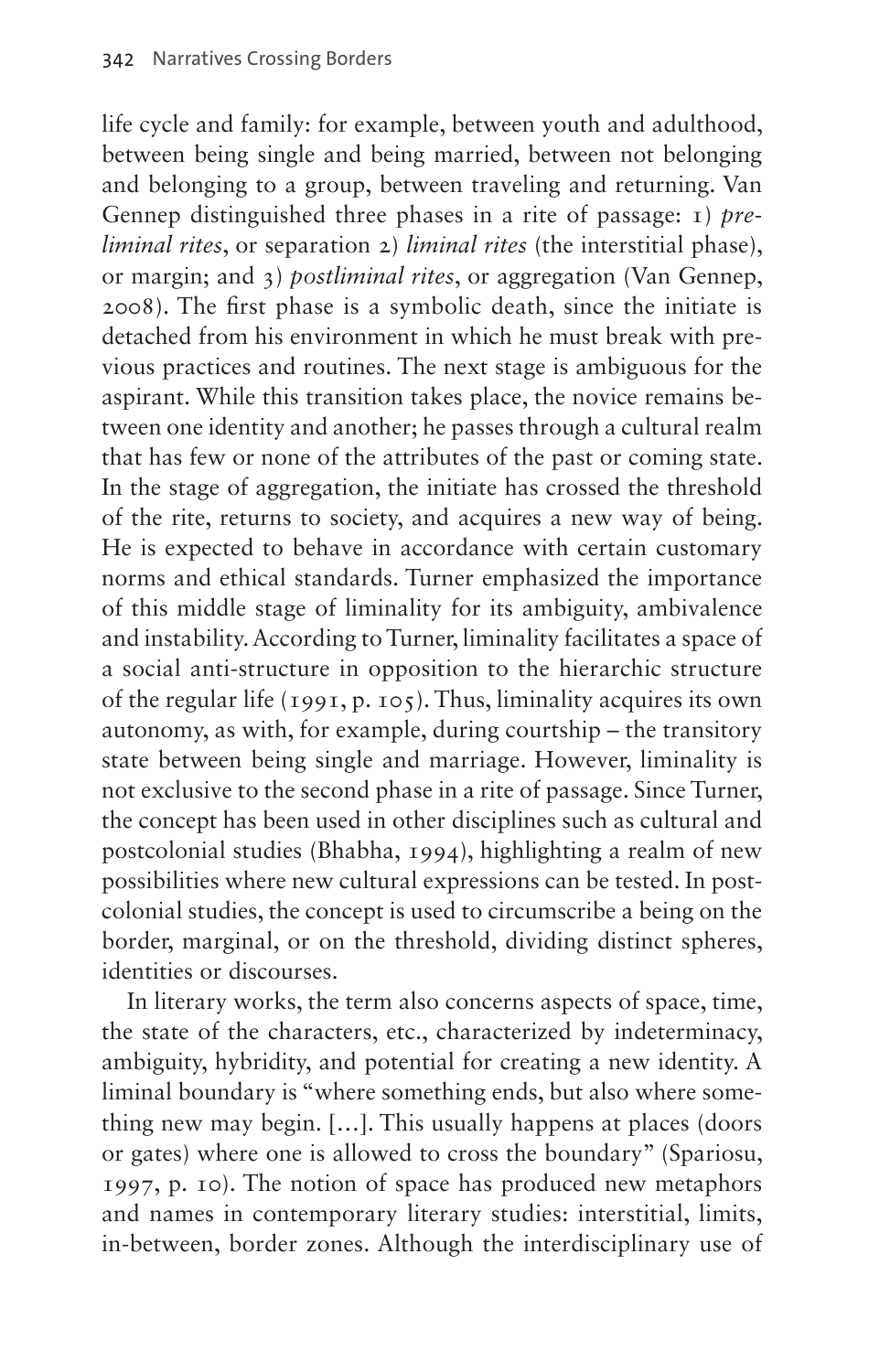life cycle and family: for example, between youth and adulthood, between being single and being married, between not belonging and belonging to a group, between traveling and returning. Van Gennep distinguished three phases in a rite of passage: 1) *preliminal rites*, or separation 2) *liminal rites* (the interstitial phase), or margin; and 3) *postliminal rites*, or aggregation (Van Gennep, 2008). The first phase is a symbolic death, since the initiate is detached from his environment in which he must break with previous practices and routines. The next stage is ambiguous for the aspirant. While this transition takes place, the novice remains between one identity and another; he passes through a cultural realm that has few or none of the attributes of the past or coming state. In the stage of aggregation, the initiate has crossed the threshold of the rite, returns to society, and acquires a new way of being. He is expected to behave in accordance with certain customary norms and ethical standards. Turner emphasized the importance of this middle stage of liminality for its ambiguity, ambivalence and instability. According to Turner, liminality facilitates a space of a social anti-structure in opposition to the hierarchic structure of the regular life (1991, p. 105). Thus, liminality acquires its own autonomy, as with, for example, during courtship – the transitory state between being single and marriage. However, liminality is not exclusive to the second phase in a rite of passage. Since Turner, the concept has been used in other disciplines such as cultural and postcolonial studies (Bhabha, 1994), highlighting a realm of new possibilities where new cultural expressions can be tested. In postcolonial studies, the concept is used to circumscribe a being on the border, marginal, or on the threshold, dividing distinct spheres, identities or discourses.

In literary works, the term also concerns aspects of space, time, the state of the characters, etc., characterized by indeterminacy, ambiguity, hybridity, and potential for creating a new identity. A liminal boundary is "where something ends, but also where something new may begin. […]. This usually happens at places (doors or gates) where one is allowed to cross the boundary" (Spariosu, 1997, p. 10). The notion of space has produced new metaphors and names in contemporary literary studies: interstitial, limits, in-between, border zones. Although the interdisciplinary use of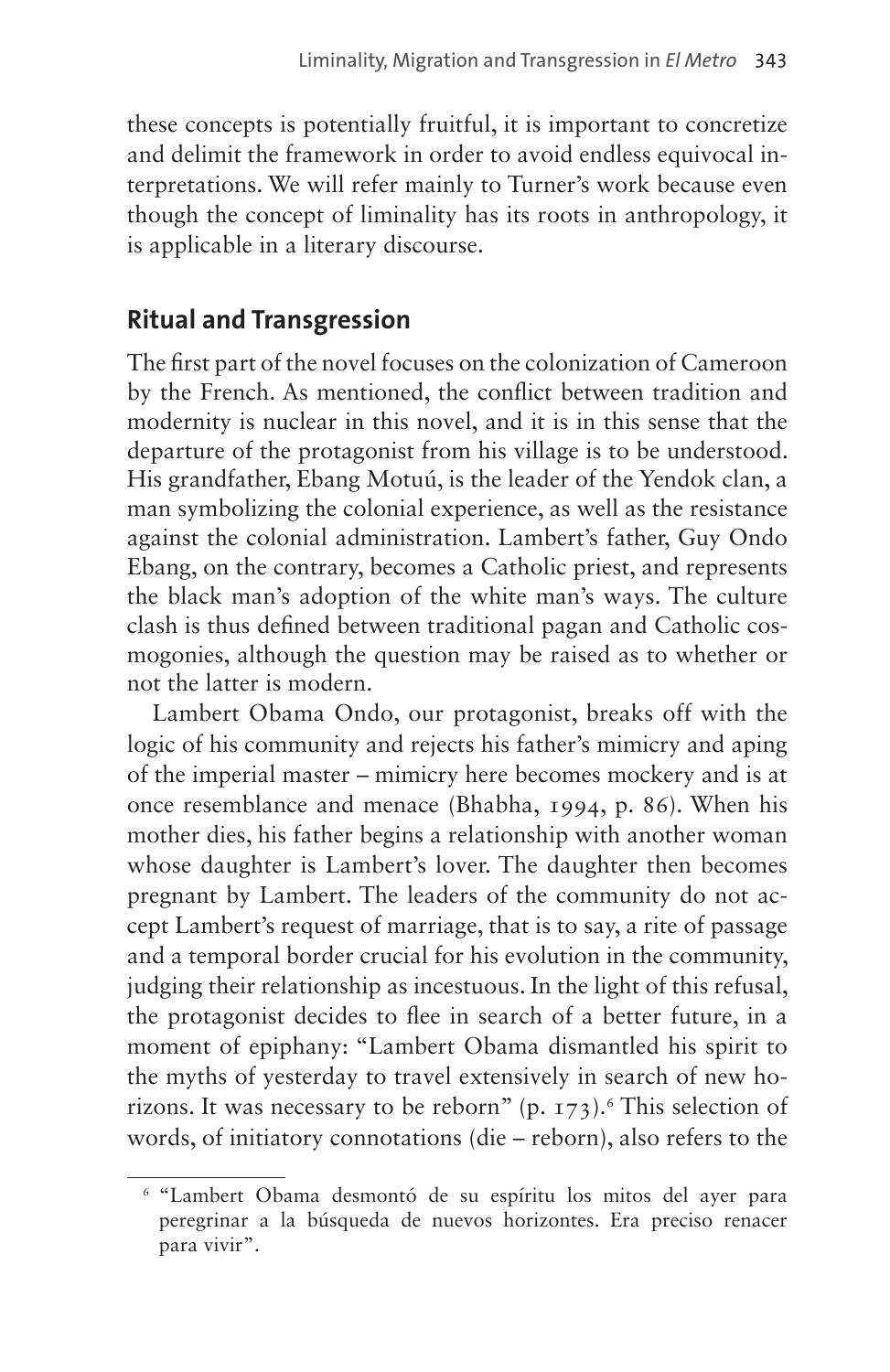these concepts is potentially fruitful, it is important to concretize and delimit the framework in order to avoid endless equivocal interpretations. We will refer mainly to Turner's work because even though the concept of liminality has its roots in anthropology, it is applicable in a literary discourse.

## Ritual and Transgression

The first part of the novel focuses on the colonization of Cameroon by the French. As mentioned, the conflict between tradition and modernity is nuclear in this novel, and it is in this sense that the departure of the protagonist from his village is to be understood. His grandfather, Ebang Motuú, is the leader of the Yendok clan, a man symbolizing the colonial experience, as well as the resistance against the colonial administration. Lambert's father, Guy Ondo Ebang, on the contrary, becomes a Catholic priest, and represents the black man's adoption of the white man's ways. The culture clash is thus defined between traditional pagan and Catholic cosmogonies, although the question may be raised as to whether or not the latter is modern.

Lambert Obama Ondo, our protagonist, breaks off with the logic of his community and rejects his father's mimicry and aping of the imperial master – mimicry here becomes mockery and is at once resemblance and menace (Bhabha, 1994, p. 86). When his mother dies, his father begins a relationship with another woman whose daughter is Lambert's lover. The daughter then becomes pregnant by Lambert. The leaders of the community do not accept Lambert's request of marriage, that is to say, a rite of passage and a temporal border crucial for his evolution in the community, judging their relationship as incestuous. In the light of this refusal, the protagonist decides to flee in search of a better future, in a moment of epiphany: "Lambert Obama dismantled his spirit to the myths of yesterday to travel extensively in search of new horizons. It was necessary to be reborn" (p. 173).[6] This selection of words, of initiatory connotations (die – reborn), also refers to the

[6] "Lambert Obama desmontó de su espíritu los mitos del ayer para peregrinar a la búsqueda de nuevos horizontes. Era preciso renacer para vivir".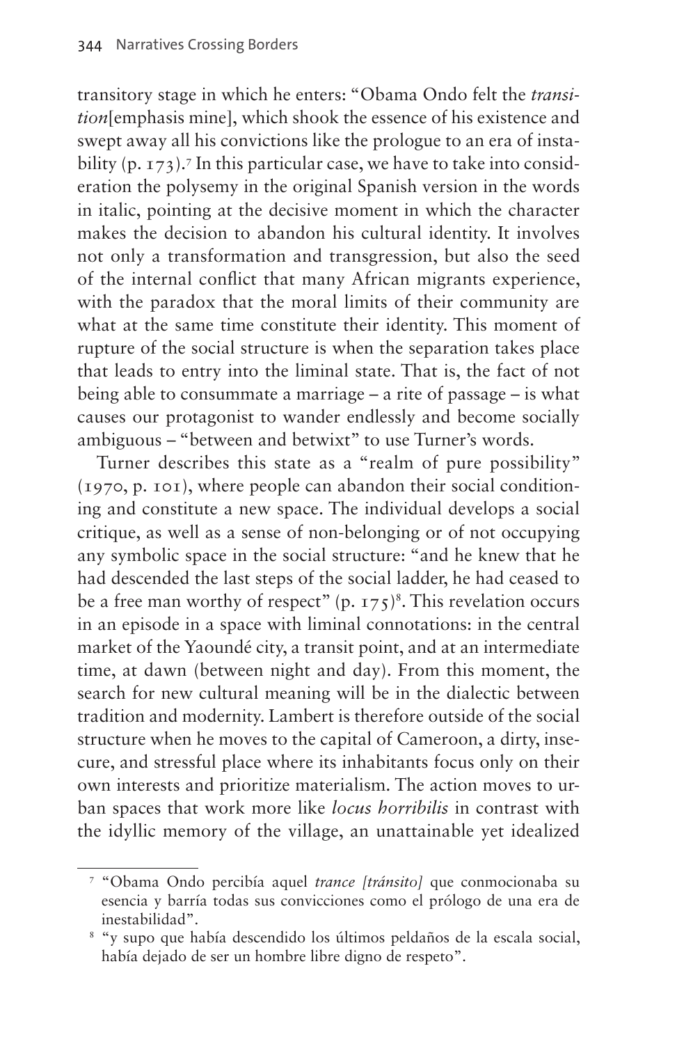transitory stage in which he enters: "Obama Ondo felt the *transition*[emphasis mine], which shook the essence of his existence and swept away all his convictions like the prologue to an era of instability (p. 173).[7] In this particular case, we have to take into consideration the polysemy in the original Spanish version in the words in italic, pointing at the decisive moment in which the character makes the decision to abandon his cultural identity. It involves not only a transformation and transgression, but also the seed of the internal conflict that many African migrants experience, with the paradox that the moral limits of their community are what at the same time constitute their identity. This moment of rupture of the social structure is when the separation takes place that leads to entry into the liminal state. That is, the fact of not being able to consummate a marriage – a rite of passage – is what causes our protagonist to wander endlessly and become socially ambiguous – "between and betwixt" to use Turner's words.

Turner describes this state as a "realm of pure possibility" (1970, p. 101), where people can abandon their social conditioning and constitute a new space. The individual develops a social critique, as well as a sense of non-belonging or of not occupying any symbolic space in the social structure: "and he knew that he had descended the last steps of the social ladder, he had ceased to be a free man worthy of respect" (p. 175)[8]. This revelation occurs in an episode in a space with liminal connotations: in the central market of the Yaoundé city, a transit point, and at an intermediate time, at dawn (between night and day). From this moment, the search for new cultural meaning will be in the dialectic between tradition and modernity. Lambert is therefore outside of the social structure when he moves to the capital of Cameroon, a dirty, insecure, and stressful place where its inhabitants focus only on their own interests and prioritize materialism. The action moves to urban spaces that work more like *locus horribilis* in contrast with the idyllic memory of the village, an unattainable yet idealized

---

[7] "Obama Ondo percibía aquel *trance [tránsito]* que conmocionaba su esencia y barría todas sus convicciones como el prólogo de una era de inestabilidad".

[8] "y supo que había descendido los últimos peldaños de la escala social, había dejado de ser un hombre libre digno de respeto".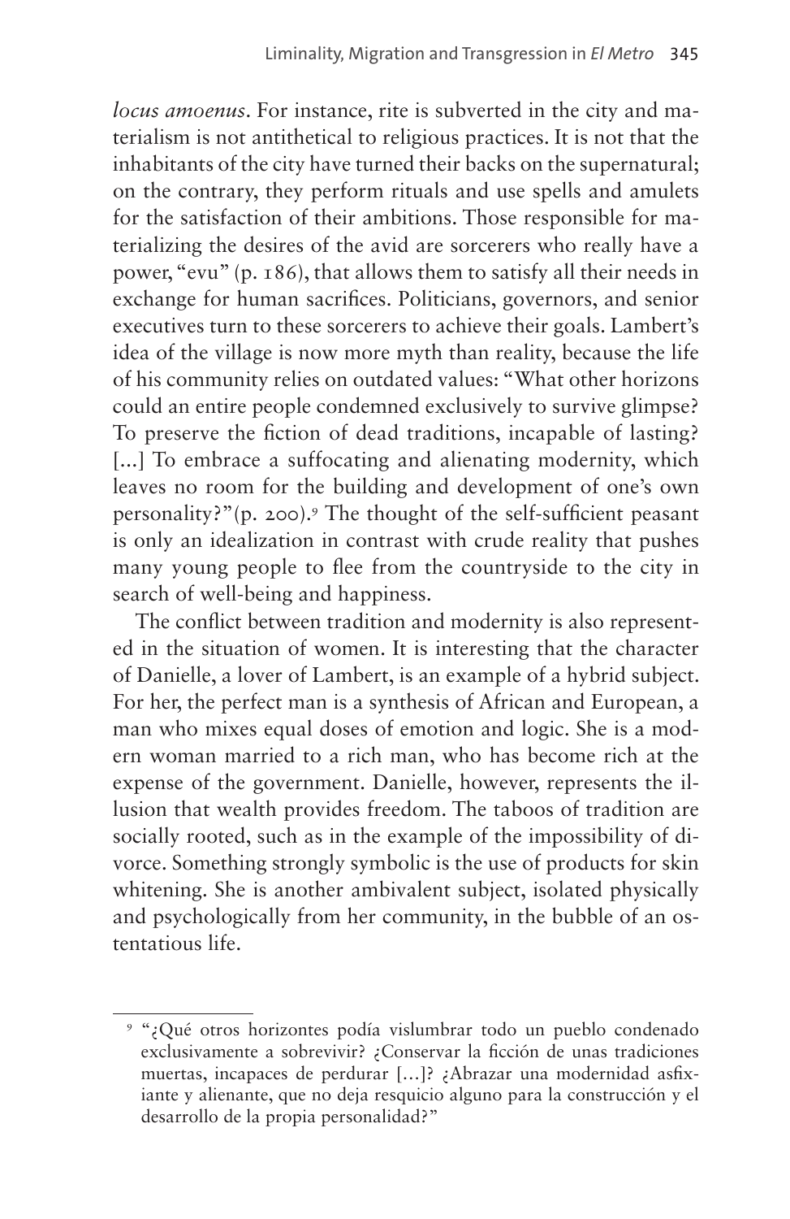*locus amoenus*. For instance, rite is subverted in the city and materialism is not antithetical to religious practices. It is not that the inhabitants of the city have turned their backs on the supernatural; on the contrary, they perform rituals and use spells and amulets for the satisfaction of their ambitions. Those responsible for materializing the desires of the avid are sorcerers who really have a power, "evu" (p. 186), that allows them to satisfy all their needs in exchange for human sacrifices. Politicians, governors, and senior executives turn to these sorcerers to achieve their goals. Lambert's idea of the village is now more myth than reality, because the life of his community relies on outdated values: "What other horizons could an entire people condemned exclusively to survive glimpse? To preserve the fiction of dead traditions, incapable of lasting? [...] To embrace a suffocating and alienating modernity, which leaves no room for the building and development of one's own personality?"(p. 200).[9] The thought of the self-sufficient peasant is only an idealization in contrast with crude reality that pushes many young people to flee from the countryside to the city in search of well-being and happiness.

The conflict between tradition and modernity is also represented in the situation of women. It is interesting that the character of Danielle, a lover of Lambert, is an example of a hybrid subject. For her, the perfect man is a synthesis of African and European, a man who mixes equal doses of emotion and logic. She is a modern woman married to a rich man, who has become rich at the expense of the government. Danielle, however, represents the illusion that wealth provides freedom. The taboos of tradition are socially rooted, such as in the example of the impossibility of divorce. Something strongly symbolic is the use of products for skin whitening. She is another ambivalent subject, isolated physically and psychologically from her community, in the bubble of an ostentatious life.

---

[9] "¿Qué otros horizontes podía vislumbrar todo un pueblo condenado exclusivamente a sobrevivir? ¿Conservar la ficción de unas tradiciones muertas, incapaces de perdurar [...]? ¿Abrazar una modernidad asfixiante y alienante, que no deja resquicio alguno para la construcción y el desarrollo de la propia personalidad?"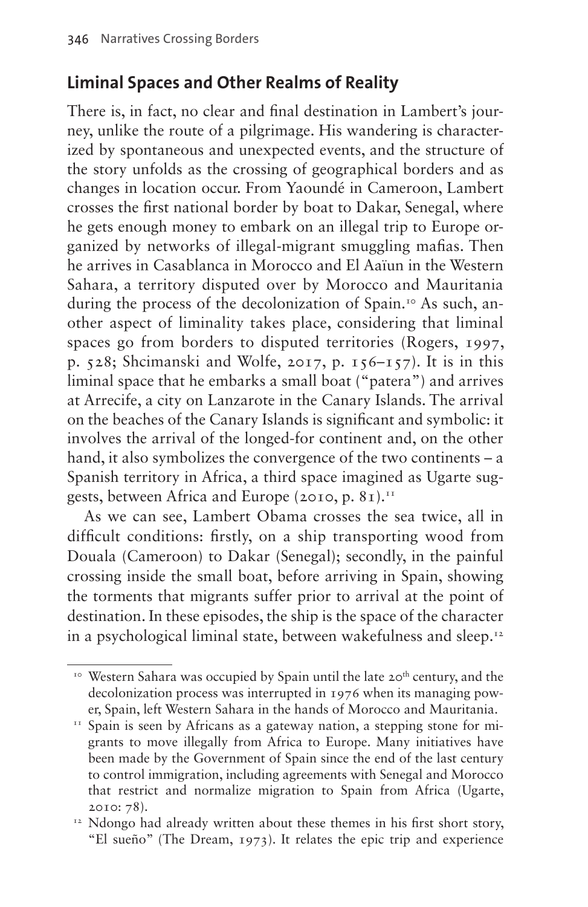## Liminal Spaces and Other Realms of Reality

There is, in fact, no clear and final destination in Lambert's journey, unlike the route of a pilgrimage. His wandering is characterized by spontaneous and unexpected events, and the structure of the story unfolds as the crossing of geographical borders and as changes in location occur. From Yaoundé in Cameroon, Lambert crosses the first national border by boat to Dakar, Senegal, where he gets enough money to embark on an illegal trip to Europe organized by networks of illegal-migrant smuggling mafias. Then he arrives in Casablanca in Morocco and El Aaïun in the Western Sahara, a territory disputed over by Morocco and Mauritania during the process of the decolonization of Spain.[10] As such, another aspect of liminality takes place, considering that liminal spaces go from borders to disputed territories (Rogers, 1997, p. 528; Shcimanski and Wolfe, 2017, p. 156–157). It is in this liminal space that he embarks a small boat ("patera") and arrives at Arrecife, a city on Lanzarote in the Canary Islands. The arrival on the beaches of the Canary Islands is significant and symbolic: it involves the arrival of the longed-for continent and, on the other hand, it also symbolizes the convergence of the two continents – a Spanish territory in Africa, a third space imagined as Ugarte suggests, between Africa and Europe (2010, p. 81).[11]

As we can see, Lambert Obama crosses the sea twice, all in difficult conditions: firstly, on a ship transporting wood from Douala (Cameroon) to Dakar (Senegal); secondly, in the painful crossing inside the small boat, before arriving in Spain, showing the torments that migrants suffer prior to arrival at the point of destination. In these episodes, the ship is the space of the character in a psychological liminal state, between wakefulness and sleep.[12]

---

[10] Western Sahara was occupied by Spain until the late 20th century, and the decolonization process was interrupted in 1976 when its managing power, Spain, left Western Sahara in the hands of Morocco and Mauritania.

[11] Spain is seen by Africans as a gateway nation, a stepping stone for migrants to move illegally from Africa to Europe. Many initiatives have been made by the Government of Spain since the end of the last century to control immigration, including agreements with Senegal and Morocco that restrict and normalize migration to Spain from Africa (Ugarte, 2010: 78).

[12] Ndongo had already written about these themes in his first short story, "El sueño" (The Dream, 1973). It relates the epic trip and experience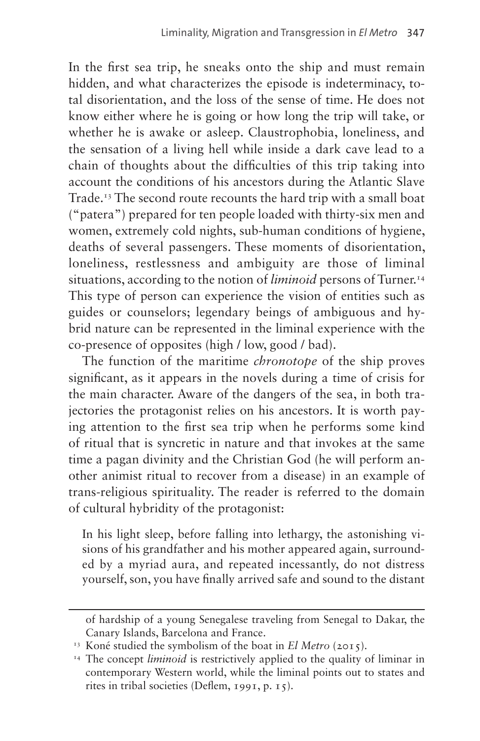In the first sea trip, he sneaks onto the ship and must remain hidden, and what characterizes the episode is indeterminacy, total disorientation, and the loss of the sense of time. He does not know either where he is going or how long the trip will take, or whether he is awake or asleep. Claustrophobia, loneliness, and the sensation of a living hell while inside a dark cave lead to a chain of thoughts about the difficulties of this trip taking into account the conditions of his ancestors during the Atlantic Slave Trade.[13] The second route recounts the hard trip with a small boat ("patera") prepared for ten people loaded with thirty-six men and women, extremely cold nights, sub-human conditions of hygiene, deaths of several passengers. These moments of disorientation, loneliness, restlessness and ambiguity are those of liminal situations, according to the notion of *liminoid* persons of Turner.[14] This type of person can experience the vision of entities such as guides or counselors; legendary beings of ambiguous and hybrid nature can be represented in the liminal experience with the co-presence of opposites (high / low, good / bad).

The function of the maritime *chronotope* of the ship proves significant, as it appears in the novels during a time of crisis for the main character. Aware of the dangers of the sea, in both trajectories the protagonist relies on his ancestors. It is worth paying attention to the first sea trip when he performs some kind of ritual that is syncretic in nature and that invokes at the same time a pagan divinity and the Christian God (he will perform another animist ritual to recover from a disease) in an example of trans-religious spirituality. The reader is referred to the domain of cultural hybridity of the protagonist:

> In his light sleep, before falling into lethargy, the astonishing visions of his grandfather and his mother appeared again, surrounded by a myriad aura, and repeated incessantly, do not distress yourself, son, you have finally arrived safe and sound to the distant

of hardship of a young Senegalese traveling from Senegal to Dakar, the Canary Islands, Barcelona and France.

[13] Koné studied the symbolism of the boat in *El Metro* (2015).

[14] The concept *liminoid* is restrictively applied to the quality of liminar in contemporary Western world, while the liminal points out to states and rites in tribal societies (Deflem, 1991, p. 15).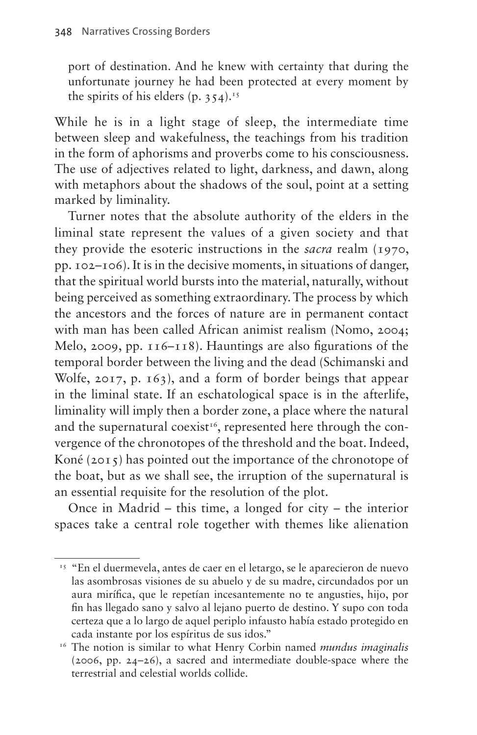port of destination. And he knew with certainty that during the unfortunate journey he had been protected at every moment by the spirits of his elders (p. 354).[15]

While he is in a light stage of sleep, the intermediate time between sleep and wakefulness, the teachings from his tradition in the form of aphorisms and proverbs come to his consciousness. The use of adjectives related to light, darkness, and dawn, along with metaphors about the shadows of the soul, point at a setting marked by liminality.

Turner notes that the absolute authority of the elders in the liminal state represent the values of a given society and that they provide the esoteric instructions in the *sacra* realm (1970, pp. 102–106). It is in the decisive moments, in situations of danger, that the spiritual world bursts into the material, naturally, without being perceived as something extraordinary. The process by which the ancestors and the forces of nature are in permanent contact with man has been called African animist realism (Nomo, 2004; Melo, 2009, pp. 116–118). Hauntings are also figurations of the temporal border between the living and the dead (Schimanski and Wolfe, 2017, p. 163), and a form of border beings that appear in the liminal state. If an eschatological space is in the afterlife, liminality will imply then a border zone, a place where the natural and the supernatural coexist[16], represented here through the convergence of the chronotopes of the threshold and the boat. Indeed, Koné (2015) has pointed out the importance of the chronotope of the boat, but as we shall see, the irruption of the supernatural is an essential requisite for the resolution of the plot.

Once in Madrid – this time, a longed for city – the interior spaces take a central role together with themes like alienation

---

[15] "En el duermevela, antes de caer en el letargo, se le aparecieron de nuevo las asombrosas visiones de su abuelo y de su madre, circundados por un aura mirífica, que le repetían incesantemente no te angusties, hijo, por fin has llegado sano y salvo al lejano puerto de destino. Y supo con toda certeza que a lo largo de aquel periplo infausto había estado protegido en cada instante por los espíritus de sus idos."

[16] The notion is similar to what Henry Corbin named *mundus imaginalis* (2006, pp. 24–26), a sacred and intermediate double-space where the terrestrial and celestial worlds collide.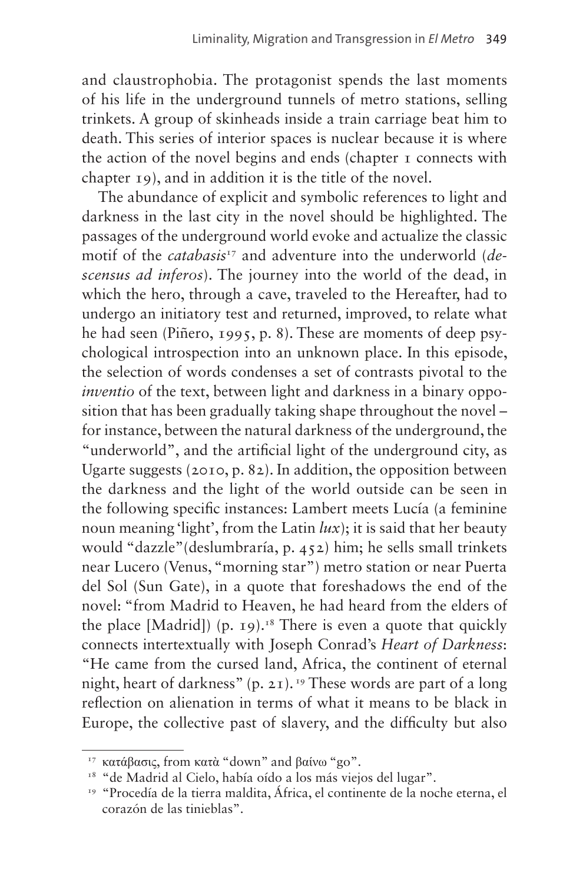and claustrophobia. The protagonist spends the last moments of his life in the underground tunnels of metro stations, selling trinkets. A group of skinheads inside a train carriage beat him to death. This series of interior spaces is nuclear because it is where the action of the novel begins and ends (chapter 1 connects with chapter 19), and in addition it is the title of the novel.

The abundance of explicit and symbolic references to light and darkness in the last city in the novel should be highlighted. The passages of the underground world evoke and actualize the classic motif of the *catabasis*[17] and adventure into the underworld (*descensus ad inferos*). The journey into the world of the dead, in which the hero, through a cave, traveled to the Hereafter, had to undergo an initiatory test and returned, improved, to relate what he had seen (Piñero, 1995, p. 8). These are moments of deep psychological introspection into an unknown place. In this episode, the selection of words condenses a set of contrasts pivotal to the *inventio* of the text, between light and darkness in a binary opposition that has been gradually taking shape throughout the novel – for instance, between the natural darkness of the underground, the "underworld", and the artificial light of the underground city, as Ugarte suggests (2010, p. 82). In addition, the opposition between the darkness and the light of the world outside can be seen in the following specific instances: Lambert meets Lucía (a feminine noun meaning 'light', from the Latin *lux*); it is said that her beauty would "dazzle"(deslumbraría, p. 452) him; he sells small trinkets near Lucero (Venus, "morning star") metro station or near Puerta del Sol (Sun Gate), in a quote that foreshadows the end of the novel: "from Madrid to Heaven, he had heard from the elders of the place [Madrid]) (p. 19).[18] There is even a quote that quickly connects intertextually with Joseph Conrad's *Heart of Darkness*: "He came from the cursed land, Africa, the continent of eternal night, heart of darkness" (p. 21).[19] These words are part of a long reflection on alienation in terms of what it means to be black in Europe, the collective past of slavery, and the difficulty but also

---

[17] κατάβασις, from κατὰ "down" and βαίνω "go".

[18] "de Madrid al Cielo, había oído a los más viejos del lugar".

[19] "Procedía de la tierra maldita, África, el continente de la noche eterna, el corazón de las tinieblas".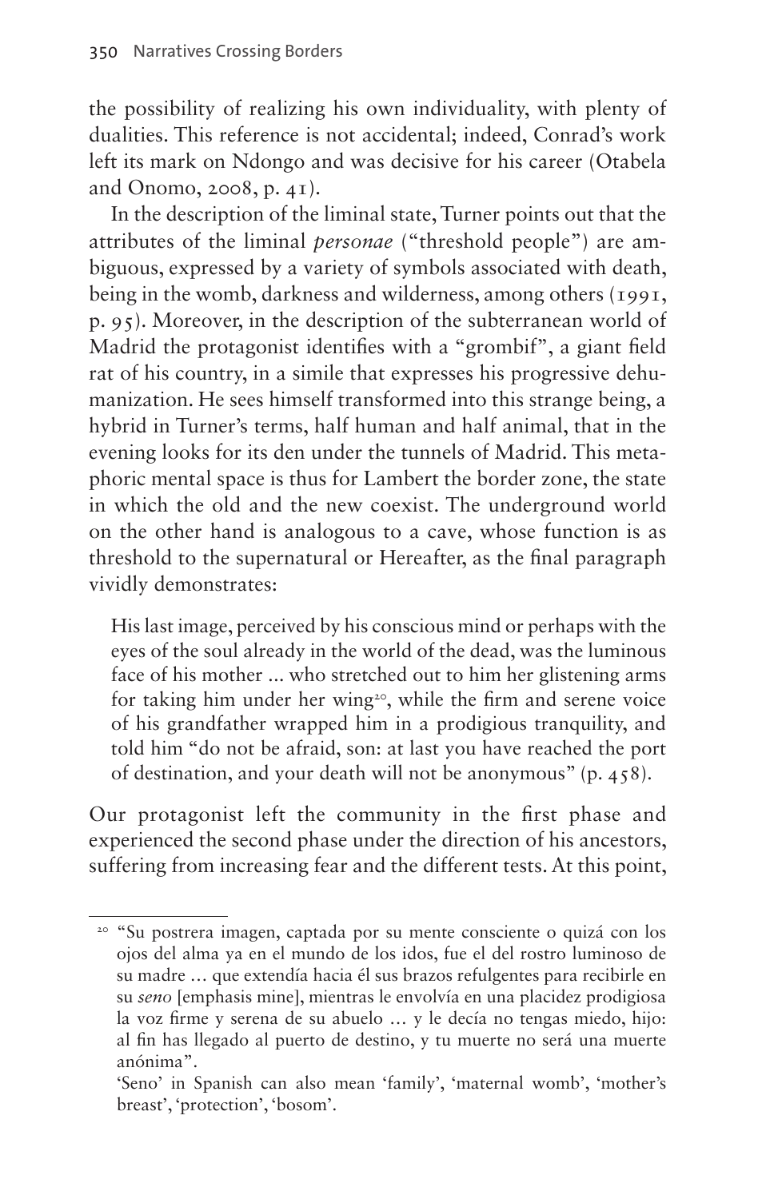the possibility of realizing his own individuality, with plenty of dualities. This reference is not accidental; indeed, Conrad's work left its mark on Ndongo and was decisive for his career (Otabela and Onomo, 2008, p. 41).

In the description of the liminal state, Turner points out that the attributes of the liminal *personae* ("threshold people") are ambiguous, expressed by a variety of symbols associated with death, being in the womb, darkness and wilderness, among others (1991, p. 95). Moreover, in the description of the subterranean world of Madrid the protagonist identifies with a "grombif", a giant field rat of his country, in a simile that expresses his progressive dehumanization. He sees himself transformed into this strange being, a hybrid in Turner's terms, half human and half animal, that in the evening looks for its den under the tunnels of Madrid. This metaphoric mental space is thus for Lambert the border zone, the state in which the old and the new coexist. The underground world on the other hand is analogous to a cave, whose function is as threshold to the supernatural or Hereafter, as the final paragraph vividly demonstrates:

> His last image, perceived by his conscious mind or perhaps with the eyes of the soul already in the world of the dead, was the luminous face of his mother ... who stretched out to him her glistening arms for taking him under her wing[20], while the firm and serene voice of his grandfather wrapped him in a prodigious tranquility, and told him "do not be afraid, son: at last you have reached the port of destination, and your death will not be anonymous" (p. 458).

Our protagonist left the community in the first phase and experienced the second phase under the direction of his ancestors, suffering from increasing fear and the different tests. At this point,

---

[20] "Su postrera imagen, captada por su mente consciente o quizá con los ojos del alma ya en el mundo de los idos, fue el del rostro luminoso de su madre … que extendía hacia él sus brazos refulgentes para recibirle en su *seno* [emphasis mine], mientras le envolvía en una placidez prodigiosa la voz firme y serena de su abuelo … y le decía no tengas miedo, hijo: al fin has llegado al puerto de destino, y tu muerte no será una muerte anónima".

'Seno' in Spanish can also mean 'family', 'maternal womb', 'mother's breast', 'protection', 'bosom'.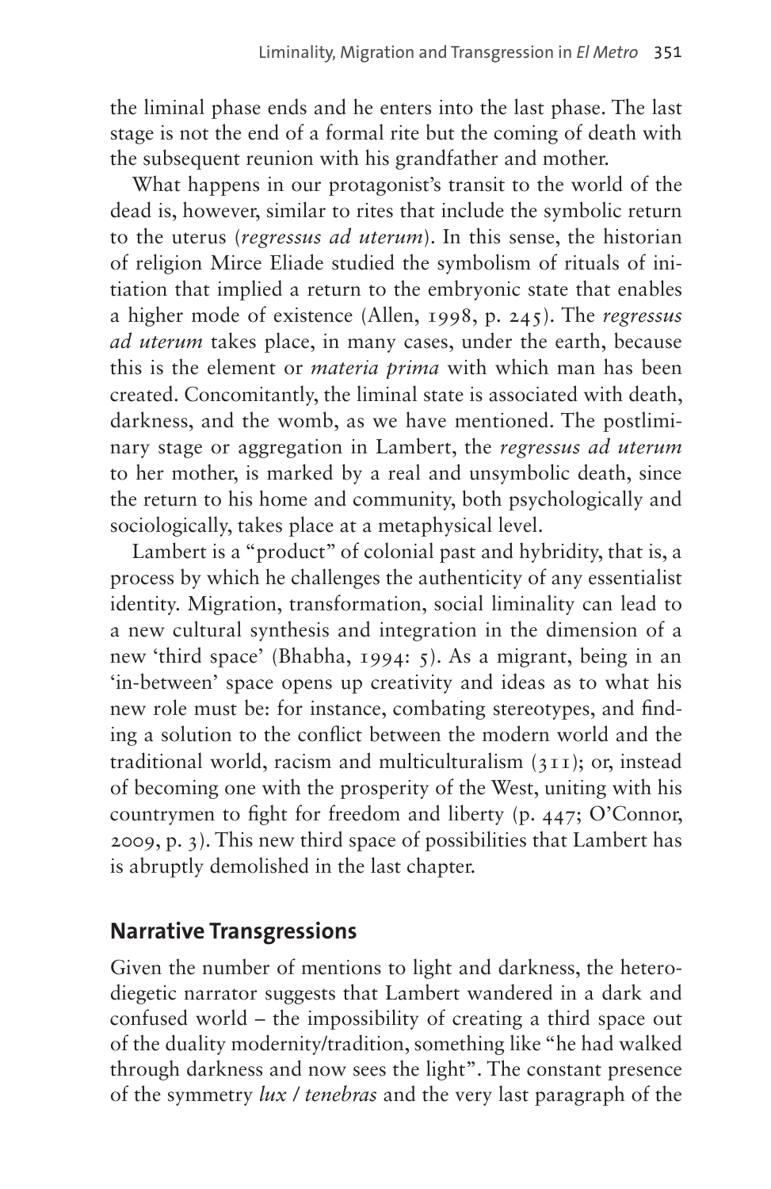the liminal phase ends and he enters into the last phase. The last stage is not the end of a formal rite but the coming of death with the subsequent reunion with his grandfather and mother.

What happens in our protagonist's transit to the world of the dead is, however, similar to rites that include the symbolic return to the uterus (*regressus ad uterum*). In this sense, the historian of religion Mirce Eliade studied the symbolism of rituals of initiation that implied a return to the embryonic state that enables a higher mode of existence (Allen, 1998, p. 245). The *regressus ad uterum* takes place, in many cases, under the earth, because this is the element or *materia prima* with which man has been created. Concomitantly, the liminal state is associated with death, darkness, and the womb, as we have mentioned. The postliminary stage or aggregation in Lambert, the *regressus ad uterum* to her mother, is marked by a real and unsymbolic death, since the return to his home and community, both psychologically and sociologically, takes place at a metaphysical level.

Lambert is a "product" of colonial past and hybridity, that is, a process by which he challenges the authenticity of any essentialist identity. Migration, transformation, social liminality can lead to a new cultural synthesis and integration in the dimension of a new 'third space' (Bhabha, 1994: 5). As a migrant, being in an 'in-between' space opens up creativity and ideas as to what his new role must be: for instance, combating stereotypes, and finding a solution to the conflict between the modern world and the traditional world, racism and multiculturalism (311); or, instead of becoming one with the prosperity of the West, uniting with his countrymen to fight for freedom and liberty (p. 447; O'Connor, 2009, p. 3). This new third space of possibilities that Lambert has is abruptly demolished in the last chapter.

## Narrative Transgressions

Given the number of mentions to light and darkness, the heterodiegetic narrator suggests that Lambert wandered in a dark and confused world – the impossibility of creating a third space out of the duality modernity/tradition, something like "he had walked through darkness and now sees the light". The constant presence of the symmetry *lux / tenebras* and the very last paragraph of the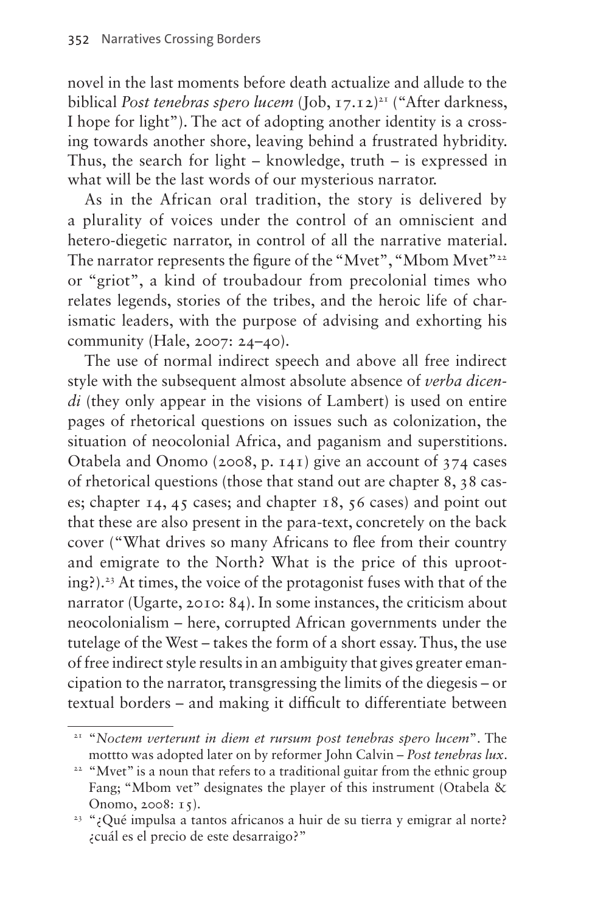novel in the last moments before death actualize and allude to the biblical *Post tenebras spero lucem* (Job, 17.12)[21] ("After darkness, I hope for light"). The act of adopting another identity is a crossing towards another shore, leaving behind a frustrated hybridity. Thus, the search for light – knowledge, truth – is expressed in what will be the last words of our mysterious narrator.

As in the African oral tradition, the story is delivered by a plurality of voices under the control of an omniscient and hetero-diegetic narrator, in control of all the narrative material. The narrator represents the figure of the "Mvet", "Mbom Mvet"[22] or "griot", a kind of troubadour from precolonial times who relates legends, stories of the tribes, and the heroic life of charismatic leaders, with the purpose of advising and exhorting his community (Hale, 2007: 24–40).

The use of normal indirect speech and above all free indirect style with the subsequent almost absolute absence of *verba dicendi* (they only appear in the visions of Lambert) is used on entire pages of rhetorical questions on issues such as colonization, the situation of neocolonial Africa, and paganism and superstitions. Otabela and Onomo (2008, p. 141) give an account of 374 cases of rhetorical questions (those that stand out are chapter 8, 38 cases; chapter 14, 45 cases; and chapter 18, 56 cases) and point out that these are also present in the para-text, concretely on the back cover ("What drives so many Africans to flee from their country and emigrate to the North? What is the price of this uprooting?).[23] At times, the voice of the protagonist fuses with that of the narrator (Ugarte, 2010: 84). In some instances, the criticism about neocolonialism – here, corrupted African governments under the tutelage of the West – takes the form of a short essay. Thus, the use of free indirect style results in an ambiguity that gives greater emancipation to the narrator, transgressing the limits of the diegesis – or textual borders – and making it difficult to differentiate between

---

[21] "*Noctem verterunt in diem et rursum post tenebras spero lucem*". The mottto was adopted later on by reformer John Calvin – *Post tenebras lux*.

[22] "Mvet" is a noun that refers to a traditional guitar from the ethnic group Fang; "Mbom vet" designates the player of this instrument (Otabela & Onomo, 2008: 15).

[23] "¿Qué impulsa a tantos africanos a huir de su tierra y emigrar al norte? ¿cuál es el precio de este desarraigo?"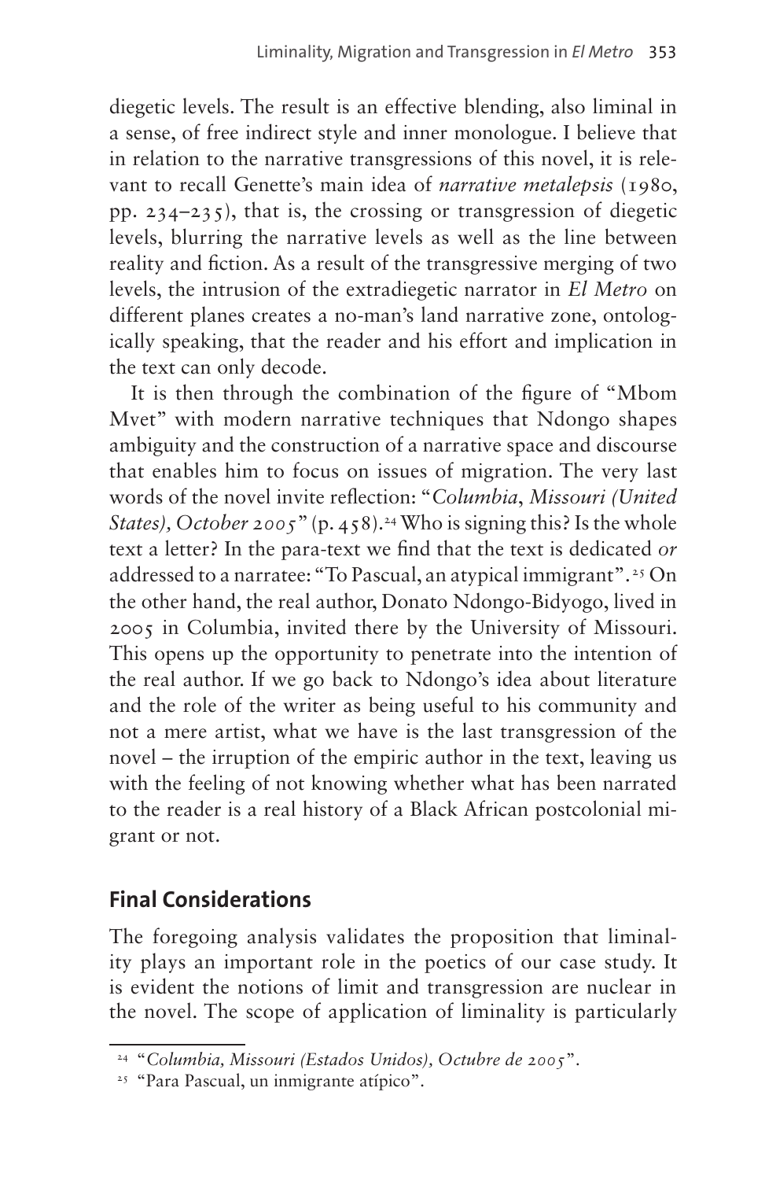diegetic levels. The result is an effective blending, also liminal in a sense, of free indirect style and inner monologue. I believe that in relation to the narrative transgressions of this novel, it is relevant to recall Genette's main idea of *narrative metalepsis* (1980, pp. 234–235), that is, the crossing or transgression of diegetic levels, blurring the narrative levels as well as the line between reality and fiction. As a result of the transgressive merging of two levels, the intrusion of the extradiegetic narrator in *El Metro* on different planes creates a no-man's land narrative zone, ontologically speaking, that the reader and his effort and implication in the text can only decode.

It is then through the combination of the figure of "Mbom Mvet" with modern narrative techniques that Ndongo shapes ambiguity and the construction of a narrative space and discourse that enables him to focus on issues of migration. The very last words of the novel invite reflection: "*Columbia, Missouri (United States), October 2005*" (p. 458).[24] Who is signing this? Is the whole text a letter? In the para-text we find that the text is dedicated *or* addressed to a narratee: "To Pascual, an atypical immigrant".[25] On the other hand, the real author, Donato Ndongo-Bidyogo, lived in 2005 in Columbia, invited there by the University of Missouri. This opens up the opportunity to penetrate into the intention of the real author. If we go back to Ndongo's idea about literature and the role of the writer as being useful to his community and not a mere artist, what we have is the last transgression of the novel – the irruption of the empiric author in the text, leaving us with the feeling of not knowing whether what has been narrated to the reader is a real history of a Black African postcolonial migrant or not.

## Final Considerations

The foregoing analysis validates the proposition that liminality plays an important role in the poetics of our case study. It is evident the notions of limit and transgression are nuclear in the novel. The scope of application of liminality is particularly

---

[24] "*Columbia, Missouri (Estados Unidos), Octubre de 2005*".

[25] "Para Pascual, un inmigrante atípico".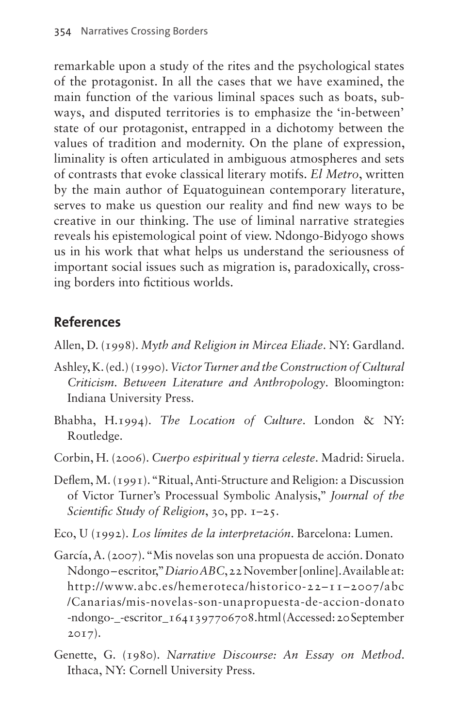remarkable upon a study of the rites and the psychological states of the protagonist. In all the cases that we have examined, the main function of the various liminal spaces such as boats, subways, and disputed territories is to emphasize the 'in-between' state of our protagonist, entrapped in a dichotomy between the values of tradition and modernity. On the plane of expression, liminality is often articulated in ambiguous atmospheres and sets of contrasts that evoke classical literary motifs. *El Metro*, written by the main author of Equatoguinean contemporary literature, serves to make us question our reality and find new ways to be creative in our thinking. The use of liminal narrative strategies reveals his epistemological point of view. Ndongo-Bidyogo shows us in his work that what helps us understand the seriousness of important social issues such as migration is, paradoxically, crossing borders into fictitious worlds.

## References

Allen, D. (1998). *Myth and Religion in Mircea Eliade*. NY: Gardland.

Ashley, K. (ed.) (1990). *Victor Turner and the Construction of Cultural Criticism. Between Literature and Anthropology*. Bloomington: Indiana University Press.

Bhabha, H.1994). *The Location of Culture*. London & NY: Routledge.

Corbin, H. (2006). *Cuerpo espiritual y tierra celeste*. Madrid: Siruela.

Deflem, M. (1991). "Ritual, Anti-Structure and Religion: a Discussion of Victor Turner's Processual Symbolic Analysis," *Journal of the Scientific Study of Religion*, 30, pp. 1–25.

Eco, U (1992). *Los límites de la interpretación*. Barcelona: Lumen.

García, A. (2007). "Mis novelas son una propuesta de acción. Donato Ndongo – escritor," *Diario ABC*, 22 November [online]. Available at: http://www.abc.es/hemeroteca/historico-22–11–2007/abc/Canarias/mis-novelas-son-unapropuesta-de-accion-donato-ndongo-_-escritor_1641397706708.html (Accessed: 20 September 2017).

Genette, G. (1980). *Narrative Discourse: An Essay on Method*. Ithaca, NY: Cornell University Press.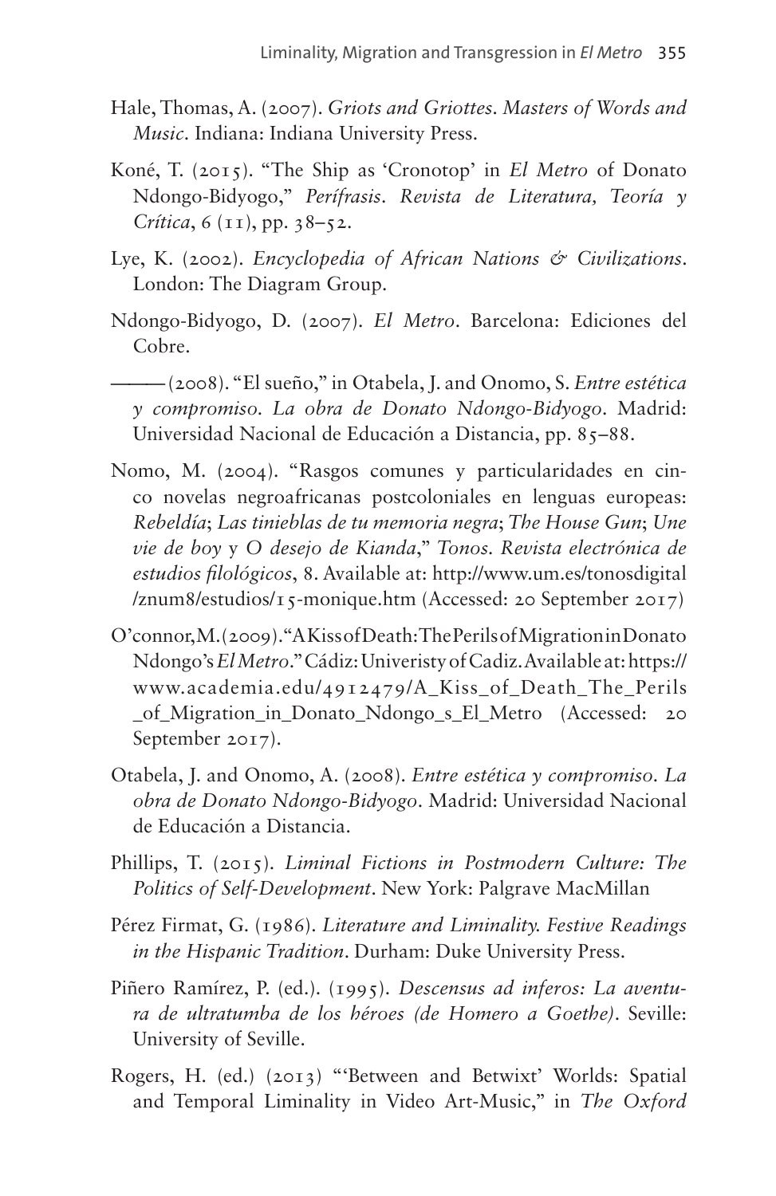Hale, Thomas, A. (2007). *Griots and Griottes. Masters of Words and Music*. Indiana: Indiana University Press.

Koné, T. (2015). "The Ship as 'Cronotop' in *El Metro* of Donato Ndongo-Bidyogo," *Perífrasis. Revista de Literatura, Teoría y Crítica*, 6 (11), pp. 38–52.

Lye, K. (2002). *Encyclopedia of African Nations & Civilizations*. London: The Diagram Group.

Ndongo-Bidyogo, D. (2007). *El Metro*. Barcelona: Ediciones del Cobre.

——— (2008). "El sueño," in Otabela, J. and Onomo, S. *Entre estética y compromiso. La obra de Donato Ndongo-Bidyogo*. Madrid: Universidad Nacional de Educación a Distancia, pp. 85–88.

Nomo, M. (2004). "Rasgos comunes y particularidades en cinco novelas negroafricanas postcoloniales en lenguas europeas: *Rebeldía*; *Las tinieblas de tu memoria negra*; *The House Gun*; *Une vie de boy* y *O desejo de Kianda*," *Tonos. Revista electrónica de estudios filológicos*, 8. Available at: http://www.um.es/tonosdigital/znum8/estudios/15-monique.htm (Accessed: 20 September 2017)

O'connor, M. (2009). "A Kiss of Death: The Perils of Migration in Donato Ndongo's *El Metro*." Cádiz: Univeristy of Cadiz. Available at: https://www.academia.edu/4912479/A_Kiss_of_Death_The_Perils_of_Migration_in_Donato_Ndongo_s_El_Metro (Accessed: 20 September 2017).

Otabela, J. and Onomo, A. (2008). *Entre estética y compromiso. La obra de Donato Ndongo-Bidyogo*. Madrid: Universidad Nacional de Educación a Distancia.

Phillips, T. (2015). *Liminal Fictions in Postmodern Culture: The Politics of Self-Development*. New York: Palgrave MacMillan

Pérez Firmat, G. (1986). *Literature and Liminality. Festive Readings in the Hispanic Tradition*. Durham: Duke University Press.

Piñero Ramírez, P. (ed.). (1995). *Descensus ad inferos: La aventura de ultratumba de los héroes (de Homero a Goethe)*. Seville: University of Seville.

Rogers, H. (ed.) (2013) "'Between and Betwixt' Worlds: Spatial and Temporal Liminality in Video Art-Music," in *The Oxford*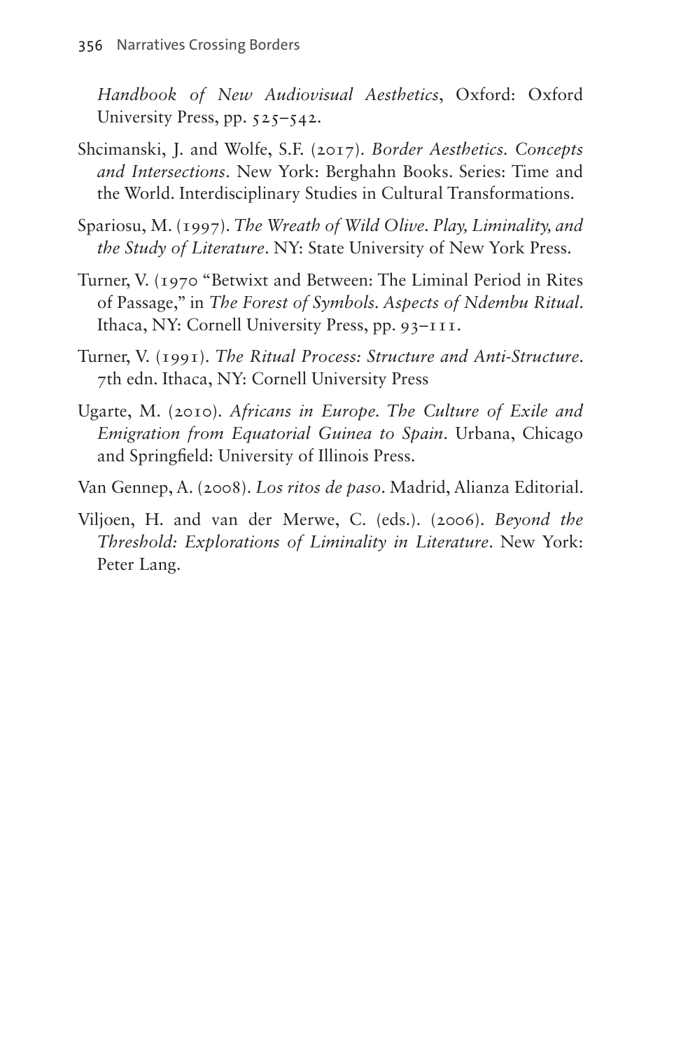*Handbook of New Audiovisual Aesthetics*, Oxford: Oxford University Press, pp. 525–542.

Shcimanski, J. and Wolfe, S.F. (2017). *Border Aesthetics. Concepts and Intersections*. New York: Berghahn Books. Series: Time and the World. Interdisciplinary Studies in Cultural Transformations.

Spariosu, M. (1997). *The Wreath of Wild Olive. Play, Liminality, and the Study of Literature*. NY: State University of New York Press.

Turner, V. (1970 "Betwixt and Between: The Liminal Period in Rites of Passage," in *The Forest of Symbols. Aspects of Ndembu Ritual*. Ithaca, NY: Cornell University Press, pp. 93–111.

Turner, V. (1991). *The Ritual Process: Structure and Anti-Structure*. 7th edn. Ithaca, NY: Cornell University Press

Ugarte, M. (2010). *Africans in Europe. The Culture of Exile and Emigration from Equatorial Guinea to Spain*. Urbana, Chicago and Springfield: University of Illinois Press.

Van Gennep, A. (2008). *Los ritos de paso*. Madrid, Alianza Editorial.

Viljoen, H. and van der Merwe, C. (eds.). (2006). *Beyond the Threshold: Explorations of Liminality in Literature*. New York: Peter Lang.